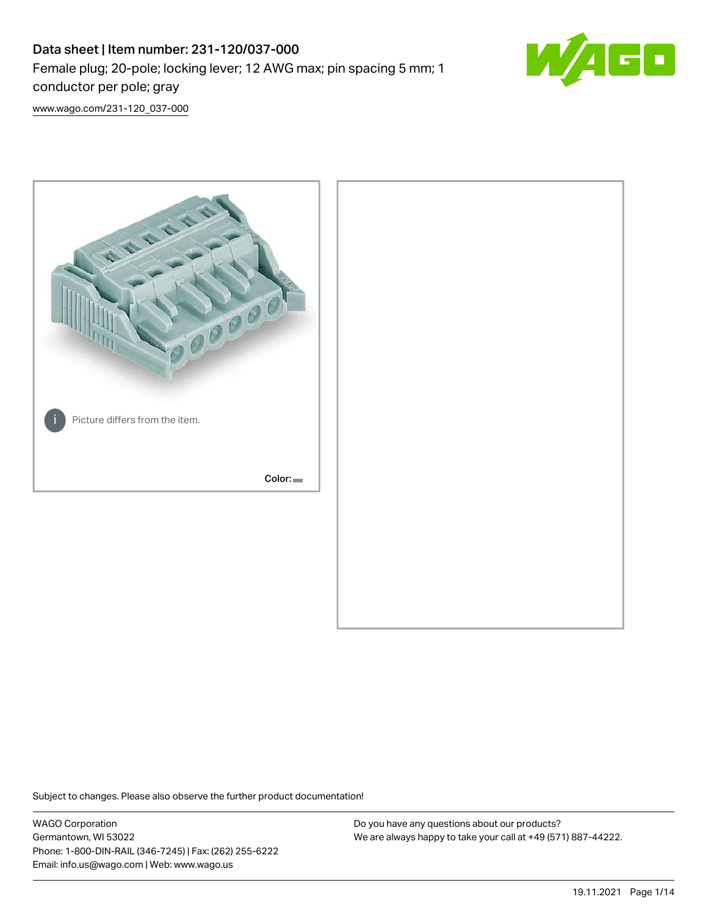# Data sheet | Item number: 231-120/037-000

Female plug; 20-pole; locking lever; 12 AWG max; pin spacing 5 mm; 1 conductor per pole; gray

www.wago.com/231-120_037-000

Picture differs from the item.

Color:

Subject to changes. Please also observe the further product documentation!

WAGO Corporation
Germantown, WI 53022
Phone: 1-800-DIN-RAIL (346-7245) | Fax: (262) 255-6222
Email: info.us@wago.com | Web: www.wago.us

Do you have any questions about our products?
We are always happy to take your call at +49 (571) 887-44222.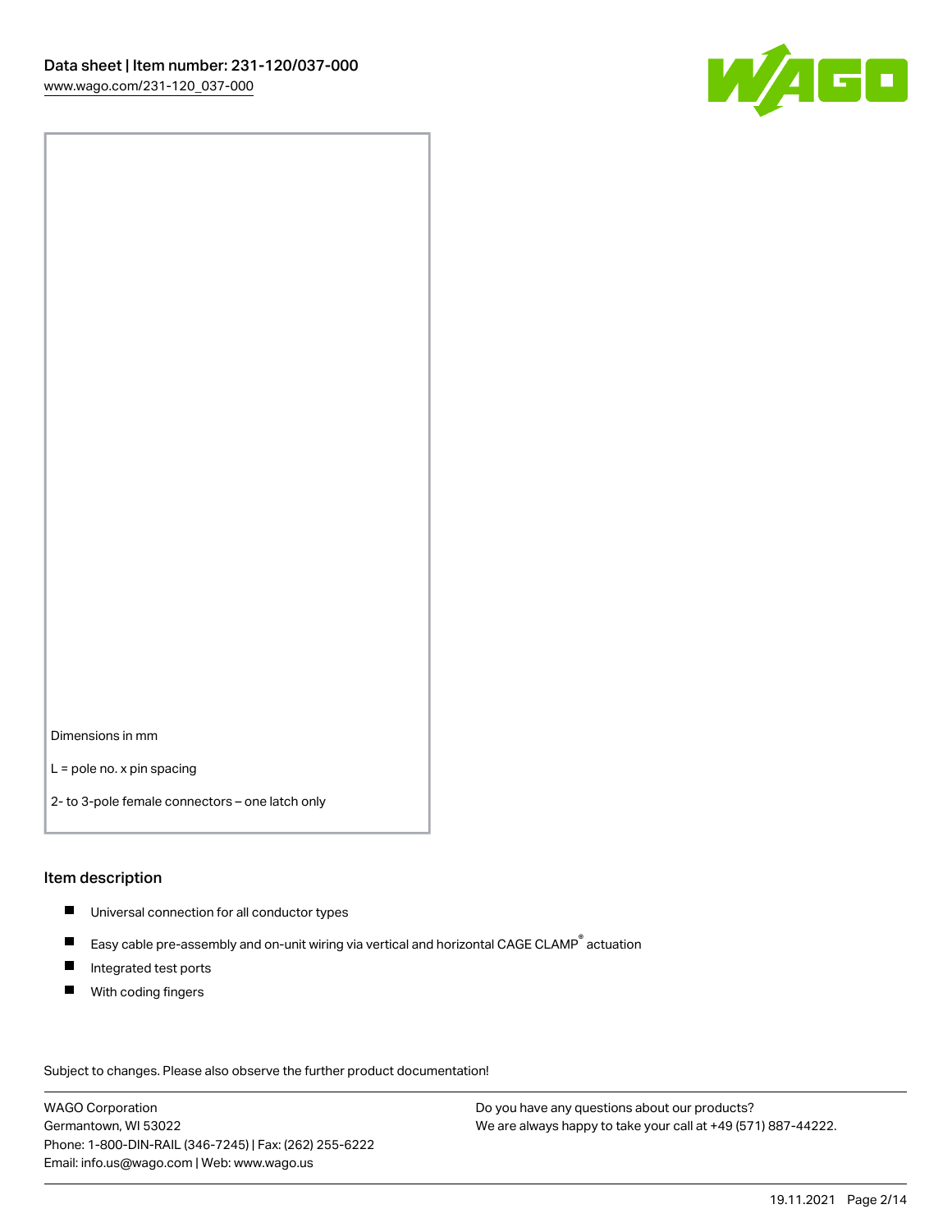Dimensions in mm

L = pole no. x pin spacing

2- to 3-pole female connectors – one latch only

## Item description

- Universal connection for all conductor types
- Easy cable pre-assembly and on-unit wiring via vertical and horizontal CAGE CLAMP® actuation
- Integrated test ports
- With coding fingers

Subject to changes. Please also observe the further product documentation!

WAGO Corporation
Germantown, WI 53022
Phone: 1-800-DIN-RAIL (346-7245) | Fax: (262) 255-6222
Email: info.us@wago.com | Web: www.wago.us

Do you have any questions about our products?
We are always happy to take your call at +49 (571) 887-44222.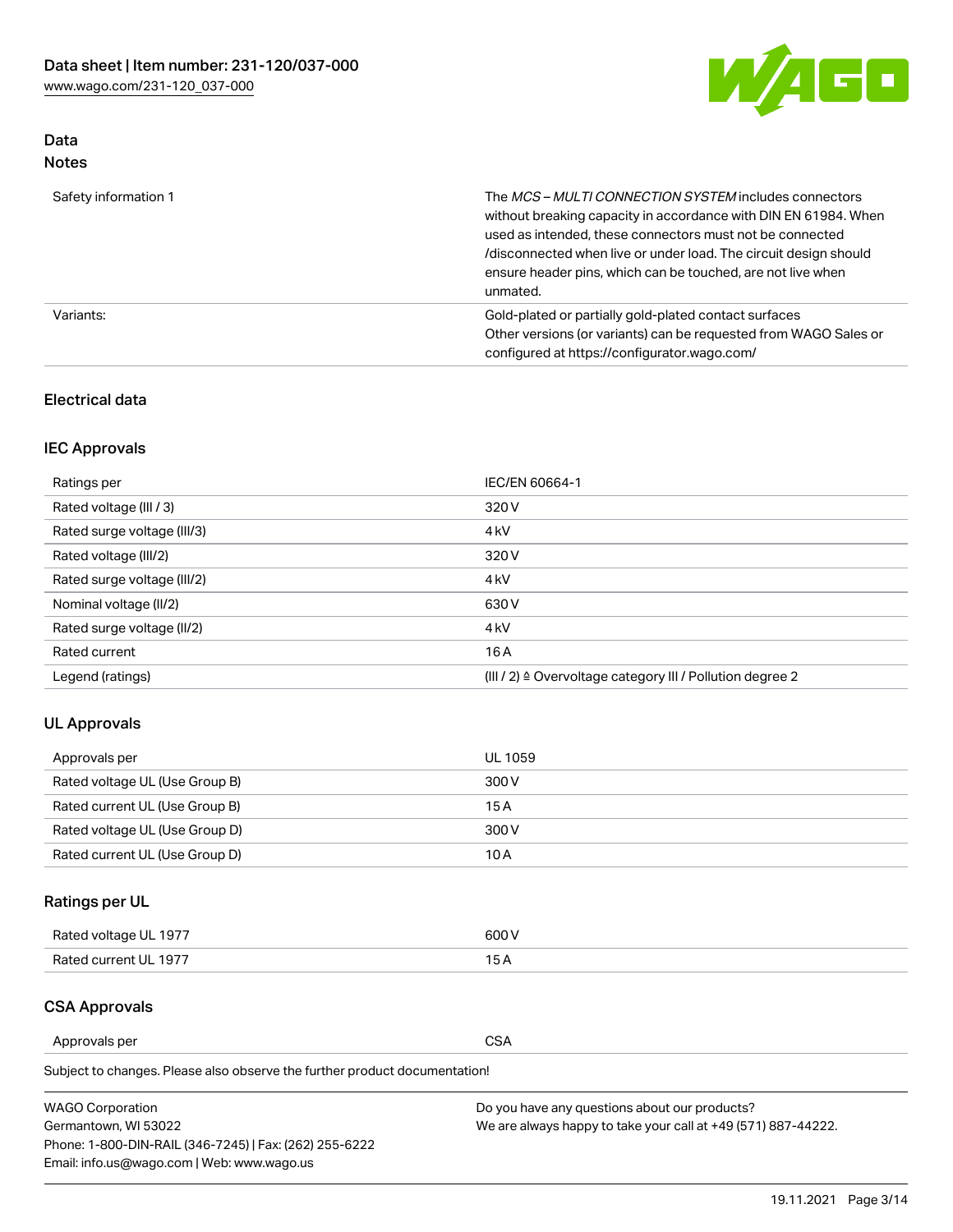## Data

### Notes

| | |
|---|---|
| Safety information 1 | The *MCS – MULTI CONNECTION SYSTEM* includes connectors without breaking capacity in accordance with DIN EN 61984. When used as intended, these connectors must not be connected /disconnected when live or under load. The circuit design should ensure header pins, which can be touched, are not live when unmated. |
| Variants: | Gold-plated or partially gold-plated contact surfaces<br>Other versions (or variants) can be requested from WAGO Sales or configured at https://configurator.wago.com/ |

## Electrical data

### IEC Approvals

| | |
|---|---|
| Ratings per | IEC/EN 60664-1 |
| Rated voltage (III / 3) | 320 V |
| Rated surge voltage (III/3) | 4 kV |
| Rated voltage (III/2) | 320 V |
| Rated surge voltage (III/2) | 4 kV |
| Nominal voltage (II/2) | 630 V |
| Rated surge voltage (II/2) | 4 kV |
| Rated current | 16 A |
| Legend (ratings) | (III / 2) ≙ Overvoltage category III / Pollution degree 2 |

### UL Approvals

| | |
|---|---|
| Approvals per | UL 1059 |
| Rated voltage UL (Use Group B) | 300 V |
| Rated current UL (Use Group B) | 15 A |
| Rated voltage UL (Use Group D) | 300 V |
| Rated current UL (Use Group D) | 10 A |

### Ratings per UL

| | |
|---|---|
| Rated voltage UL 1977 | 600 V |
| Rated current UL 1977 | 15 A |

### CSA Approvals

| | |
|---|---|
| Approvals per | CSA |

Subject to changes. Please also observe the further product documentation!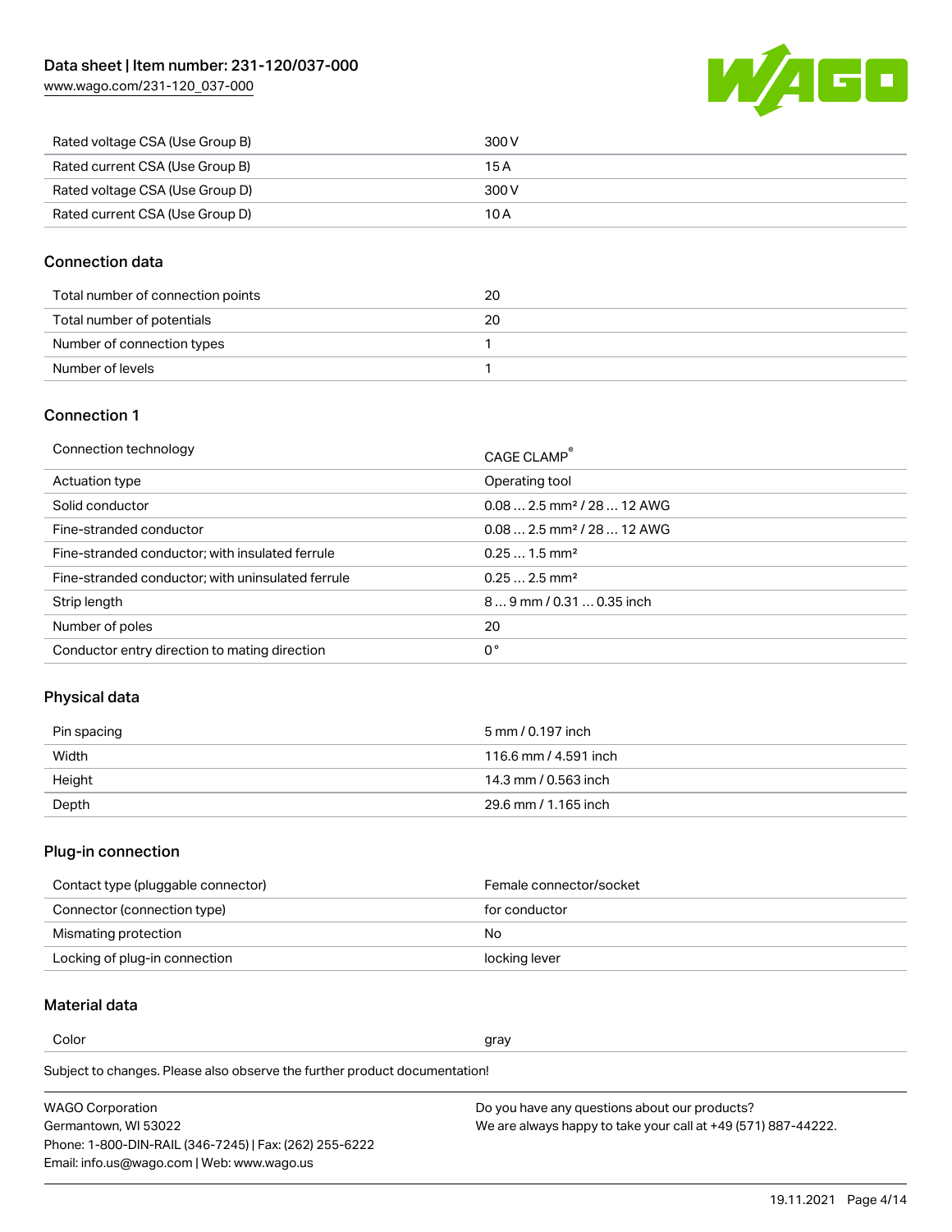| Rated voltage CSA (Use Group B) | 300 V |
| --- | --- |
| Rated current CSA (Use Group B) | 15 A |
| Rated voltage CSA (Use Group D) | 300 V |
| Rated current CSA (Use Group D) | 10 A |

## Connection data

| Total number of connection points | 20 |
| --- | --- |
| Total number of potentials | 20 |
| Number of connection types | 1 |
| Number of levels | 1 |

## Connection 1

| Connection technology | CAGE CLAMP® |
| --- | --- |
| Actuation type | Operating tool |
| Solid conductor | 0.08 … 2.5 mm² / 28 … 12 AWG |
| Fine-stranded conductor | 0.08 … 2.5 mm² / 28 … 12 AWG |
| Fine-stranded conductor; with insulated ferrule | 0.25 … 1.5 mm² |
| Fine-stranded conductor; with uninsulated ferrule | 0.25 … 2.5 mm² |
| Strip length | 8 … 9 mm / 0.31 … 0.35 inch |
| Number of poles | 20 |
| Conductor entry direction to mating direction | 0 ° |

## Physical data

| Pin spacing | 5 mm / 0.197 inch |
| --- | --- |
| Width | 116.6 mm / 4.591 inch |
| Height | 14.3 mm / 0.563 inch |
| Depth | 29.6 mm / 1.165 inch |

## Plug-in connection

| Contact type (pluggable connector) | Female connector/socket |
| --- | --- |
| Connector (connection type) | for conductor |
| Mismating protection | No |
| Locking of plug-in connection | locking lever |

## Material data

| Color | gray |
| --- | --- |

Subject to changes. Please also observe the further product documentation!

WAGO Corporation
Germantown, WI 53022
Phone: 1-800-DIN-RAIL (346-7245) | Fax: (262) 255-6222
Email: info.us@wago.com | Web: www.wago.us

Do you have any questions about our products?
We are always happy to take your call at +49 (571) 887-44222.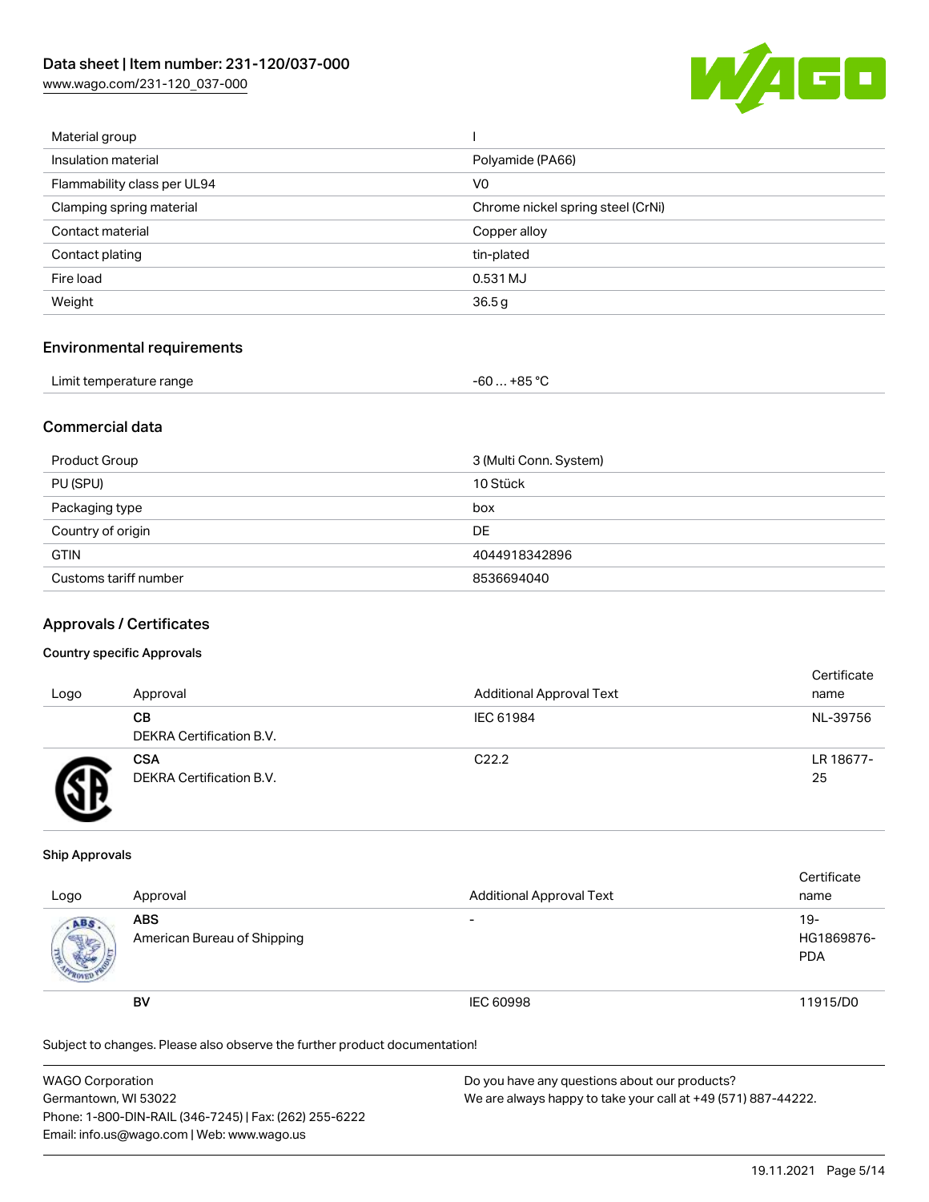| | |
|---|---|
| Material group | I |
| Insulation material | Polyamide (PA66) |
| Flammability class per UL94 | V0 |
| Clamping spring material | Chrome nickel spring steel (CrNi) |
| Contact material | Copper alloy |
| Contact plating | tin-plated |
| Fire load | 0.531 MJ |
| Weight | 36.5 g |

## Environmental requirements

| | |
|---|---|
| Limit temperature range | -60 … +85 °C |

## Commercial data

| | |
|---|---|
| Product Group | 3 (Multi Conn. System) |
| PU (SPU) | 10 Stück |
| Packaging type | box |
| Country of origin | DE |
| GTIN | 4044918342896 |
| Customs tariff number | 8536694040 |

## Approvals / Certificates

### Country specific Approvals

| Logo | Approval | Additional Approval Text | Certificate name |
|---|---|---|---|
| | **CB** DEKRA Certification B.V. | IEC 61984 | NL-39756 |
| | **CSA** DEKRA Certification B.V. | C22.2 | LR 18677-25 |

### Ship Approvals

| Logo | Approval | Additional Approval Text | Certificate name |
|---|---|---|---|
| | **ABS** American Bureau of Shipping | - | 19-HG1869876-PDA |
| | **BV** | IEC 60998 | 11915/D0 |

Subject to changes. Please also observe the further product documentation!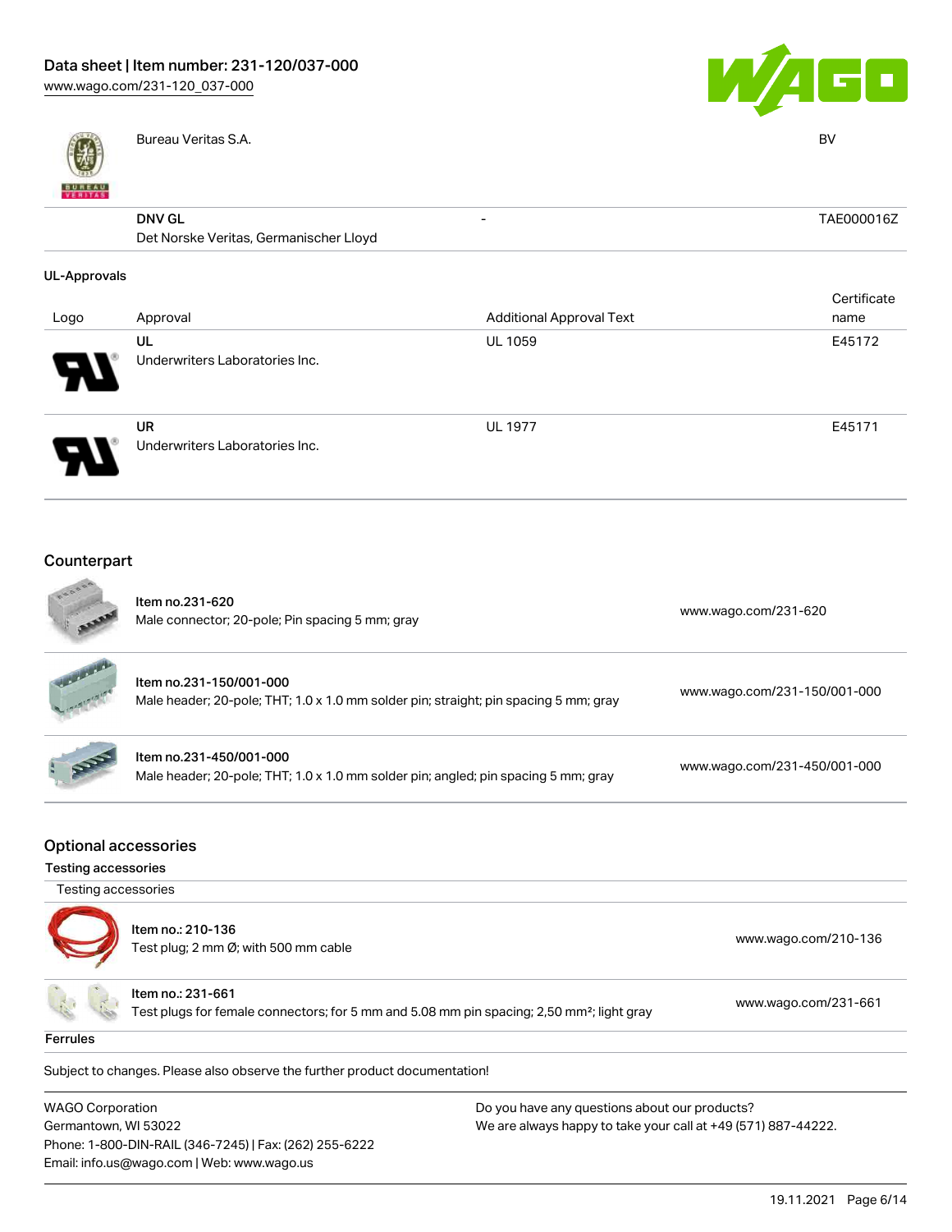| | | | |
|---|---|---|---|
| | Bureau Veritas S.A. | | BV |
| | **DNV GL**<br>Det Norske Veritas, Germanischer Lloyd | - | TAE000016Z |

## UL-Approvals

| Logo | Approval | Additional Approval Text | Certificate name |
|---|---|---|---|
| | **UL**<br>Underwriters Laboratories Inc. | UL 1059 | E45172 |
| | **UR**<br>Underwriters Laboratories Inc. | UL 1977 | E45171 |

## Counterpart

| | | |
|---|---|---|
| | **Item no.231-620**<br>Male connector; 20-pole; Pin spacing 5 mm; gray | www.wago.com/231-620 |
| | **Item no.231-150/001-000**<br>Male header; 20-pole; THT; 1.0 x 1.0 mm solder pin; straight; pin spacing 5 mm; gray | www.wago.com/231-150/001-000 |
| | **Item no.231-450/001-000**<br>Male header; 20-pole; THT; 1.0 x 1.0 mm solder pin; angled; pin spacing 5 mm; gray | www.wago.com/231-450/001-000 |

## Optional accessories

### Testing accessories

Testing accessories

| | | |
|---|---|---|
| | **Item no.: 210-136**<br>Test plug; 2 mm Ø; with 500 mm cable | www.wago.com/210-136 |
| | **Item no.: 231-661**<br>Test plugs for female connectors; for 5 mm and 5.08 mm pin spacing; 2,50 mm²; light gray | www.wago.com/231-661 |

### Ferrules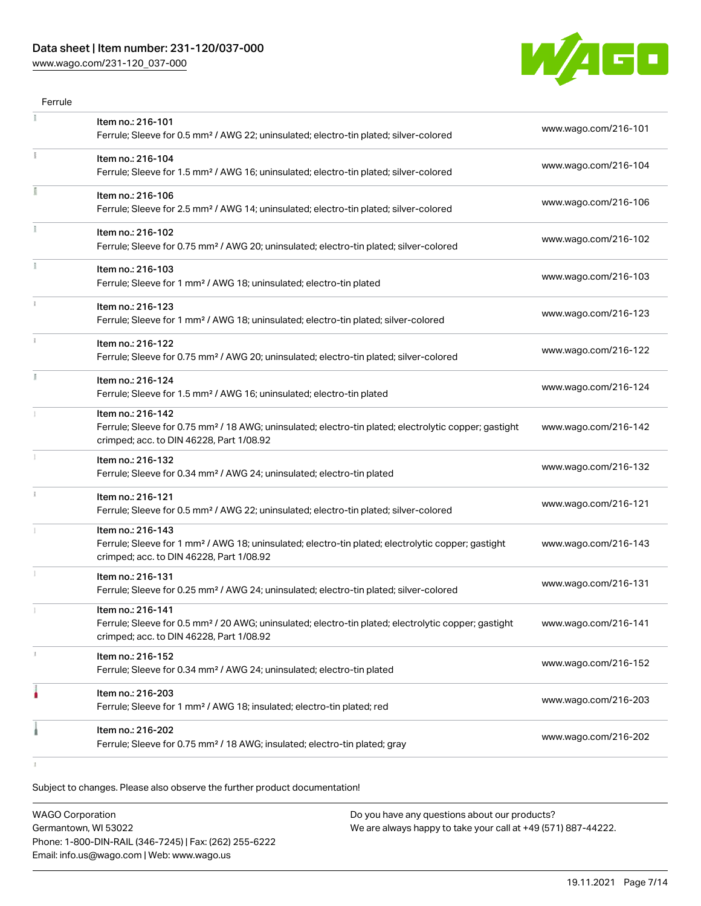Ferrule

| | | |
|---|---|---|
| | Item no.: 216-101<br>Ferrule; Sleeve for 0.5 mm² / AWG 22; uninsulated; electro-tin plated; silver-colored | www.wago.com/216-101 |
| | Item no.: 216-104<br>Ferrule; Sleeve for 1.5 mm² / AWG 16; uninsulated; electro-tin plated; silver-colored | www.wago.com/216-104 |
| | Item no.: 216-106<br>Ferrule; Sleeve for 2.5 mm² / AWG 14; uninsulated; electro-tin plated; silver-colored | www.wago.com/216-106 |
| | Item no.: 216-102<br>Ferrule; Sleeve for 0.75 mm² / AWG 20; uninsulated; electro-tin plated; silver-colored | www.wago.com/216-102 |
| | Item no.: 216-103<br>Ferrule; Sleeve for 1 mm² / AWG 18; uninsulated; electro-tin plated | www.wago.com/216-103 |
| | Item no.: 216-123<br>Ferrule; Sleeve for 1 mm² / AWG 18; uninsulated; electro-tin plated; silver-colored | www.wago.com/216-123 |
| | Item no.: 216-122<br>Ferrule; Sleeve for 0.75 mm² / AWG 20; uninsulated; electro-tin plated; silver-colored | www.wago.com/216-122 |
| | Item no.: 216-124<br>Ferrule; Sleeve for 1.5 mm² / AWG 16; uninsulated; electro-tin plated | www.wago.com/216-124 |
| | Item no.: 216-142<br>Ferrule; Sleeve for 0.75 mm² / 18 AWG; uninsulated; electro-tin plated; electrolytic copper; gastight crimped; acc. to DIN 46228, Part 1/08.92 | www.wago.com/216-142 |
| | Item no.: 216-132<br>Ferrule; Sleeve for 0.34 mm² / AWG 24; uninsulated; electro-tin plated | www.wago.com/216-132 |
| | Item no.: 216-121<br>Ferrule; Sleeve for 0.5 mm² / AWG 22; uninsulated; electro-tin plated; silver-colored | www.wago.com/216-121 |
| | Item no.: 216-143<br>Ferrule; Sleeve for 1 mm² / AWG 18; uninsulated; electro-tin plated; electrolytic copper; gastight crimped; acc. to DIN 46228, Part 1/08.92 | www.wago.com/216-143 |
| | Item no.: 216-131<br>Ferrule; Sleeve for 0.25 mm² / AWG 24; uninsulated; electro-tin plated; silver-colored | www.wago.com/216-131 |
| | Item no.: 216-141<br>Ferrule; Sleeve for 0.5 mm² / 20 AWG; uninsulated; electro-tin plated; electrolytic copper; gastight crimped; acc. to DIN 46228, Part 1/08.92 | www.wago.com/216-141 |
| | Item no.: 216-152<br>Ferrule; Sleeve for 0.34 mm² / AWG 24; uninsulated; electro-tin plated | www.wago.com/216-152 |
| | Item no.: 216-203<br>Ferrule; Sleeve for 1 mm² / AWG 18; insulated; electro-tin plated; red | www.wago.com/216-203 |
| | Item no.: 216-202<br>Ferrule; Sleeve for 0.75 mm² / 18 AWG; insulated; electro-tin plated; gray | www.wago.com/216-202 |

Subject to changes. Please also observe the further product documentation!

WAGO Corporation
Germantown, WI 53022
Phone: 1-800-DIN-RAIL (346-7245) | Fax: (262) 255-6222
Email: info.us@wago.com | Web: www.wago.us

Do you have any questions about our products?
We are always happy to take your call at +49 (571) 887-44222.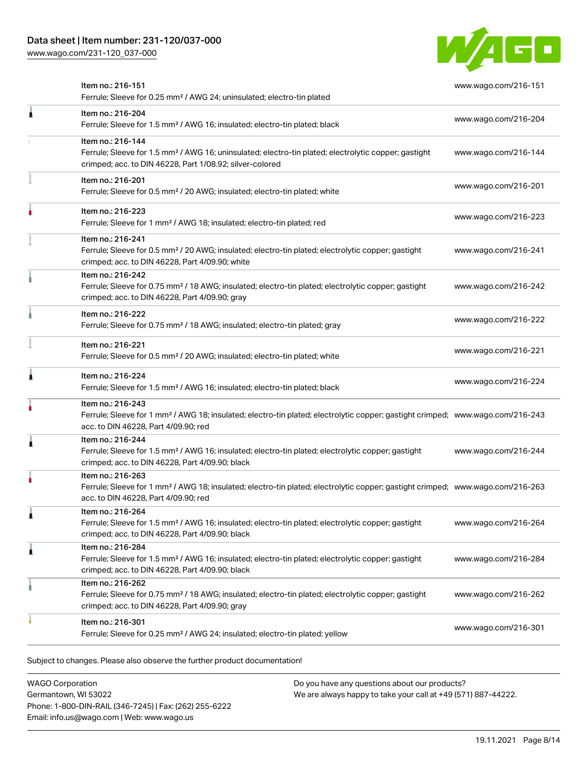| Item | Link |
| --- | --- |
| Item no.: 216-151<br>Ferrule; Sleeve for 0.25 mm² / AWG 24; uninsulated; electro-tin plated | www.wago.com/216-151 |
| Item no.: 216-204<br>Ferrule; Sleeve for 1.5 mm² / AWG 16; insulated; electro-tin plated; black | www.wago.com/216-204 |
| Item no.: 216-144<br>Ferrule; Sleeve for 1.5 mm² / AWG 16; uninsulated; electro-tin plated; electrolytic copper; gastight crimped; acc. to DIN 46228, Part 1/08.92; silver-colored | www.wago.com/216-144 |
| Item no.: 216-201<br>Ferrule; Sleeve for 0.5 mm² / 20 AWG; insulated; electro-tin plated; white | www.wago.com/216-201 |
| Item no.: 216-223<br>Ferrule; Sleeve for 1 mm² / AWG 18; insulated; electro-tin plated; red | www.wago.com/216-223 |
| Item no.: 216-241<br>Ferrule; Sleeve for 0.5 mm² / 20 AWG; insulated; electro-tin plated; electrolytic copper; gastight crimped; acc. to DIN 46228, Part 4/09.90; white | www.wago.com/216-241 |
| Item no.: 216-242<br>Ferrule; Sleeve for 0.75 mm² / 18 AWG; insulated; electro-tin plated; electrolytic copper; gastight crimped; acc. to DIN 46228, Part 4/09.90; gray | www.wago.com/216-242 |
| Item no.: 216-222<br>Ferrule; Sleeve for 0.75 mm² / 18 AWG; insulated; electro-tin plated; gray | www.wago.com/216-222 |
| Item no.: 216-221<br>Ferrule; Sleeve for 0.5 mm² / 20 AWG; insulated; electro-tin plated; white | www.wago.com/216-221 |
| Item no.: 216-224<br>Ferrule; Sleeve for 1.5 mm² / AWG 16; insulated; electro-tin plated; black | www.wago.com/216-224 |
| Item no.: 216-243<br>Ferrule; Sleeve for 1 mm² / AWG 18; insulated; electro-tin plated; electrolytic copper; gastight crimped; acc. to DIN 46228, Part 4/09.90; red | www.wago.com/216-243 |
| Item no.: 216-244<br>Ferrule; Sleeve for 1.5 mm² / AWG 16; insulated; electro-tin plated; electrolytic copper; gastight crimped; acc. to DIN 46228, Part 4/09.90; black | www.wago.com/216-244 |
| Item no.: 216-263<br>Ferrule; Sleeve for 1 mm² / AWG 18; insulated; electro-tin plated; electrolytic copper; gastight crimped; acc. to DIN 46228, Part 4/09.90; red | www.wago.com/216-263 |
| Item no.: 216-264<br>Ferrule; Sleeve for 1.5 mm² / AWG 16; insulated; electro-tin plated; electrolytic copper; gastight crimped; acc. to DIN 46228, Part 4/09.90; black | www.wago.com/216-264 |
| Item no.: 216-284<br>Ferrule; Sleeve for 1.5 mm² / AWG 16; insulated; electro-tin plated; electrolytic copper; gastight crimped; acc. to DIN 46228, Part 4/09.90; black | www.wago.com/216-284 |
| Item no.: 216-262<br>Ferrule; Sleeve for 0.75 mm² / 18 AWG; insulated; electro-tin plated; electrolytic copper; gastight crimped; acc. to DIN 46228, Part 4/09.90; gray | www.wago.com/216-262 |
| Item no.: 216-301<br>Ferrule; Sleeve for 0.25 mm² / AWG 24; insulated; electro-tin plated; yellow | www.wago.com/216-301 |

Subject to changes. Please also observe the further product documentation!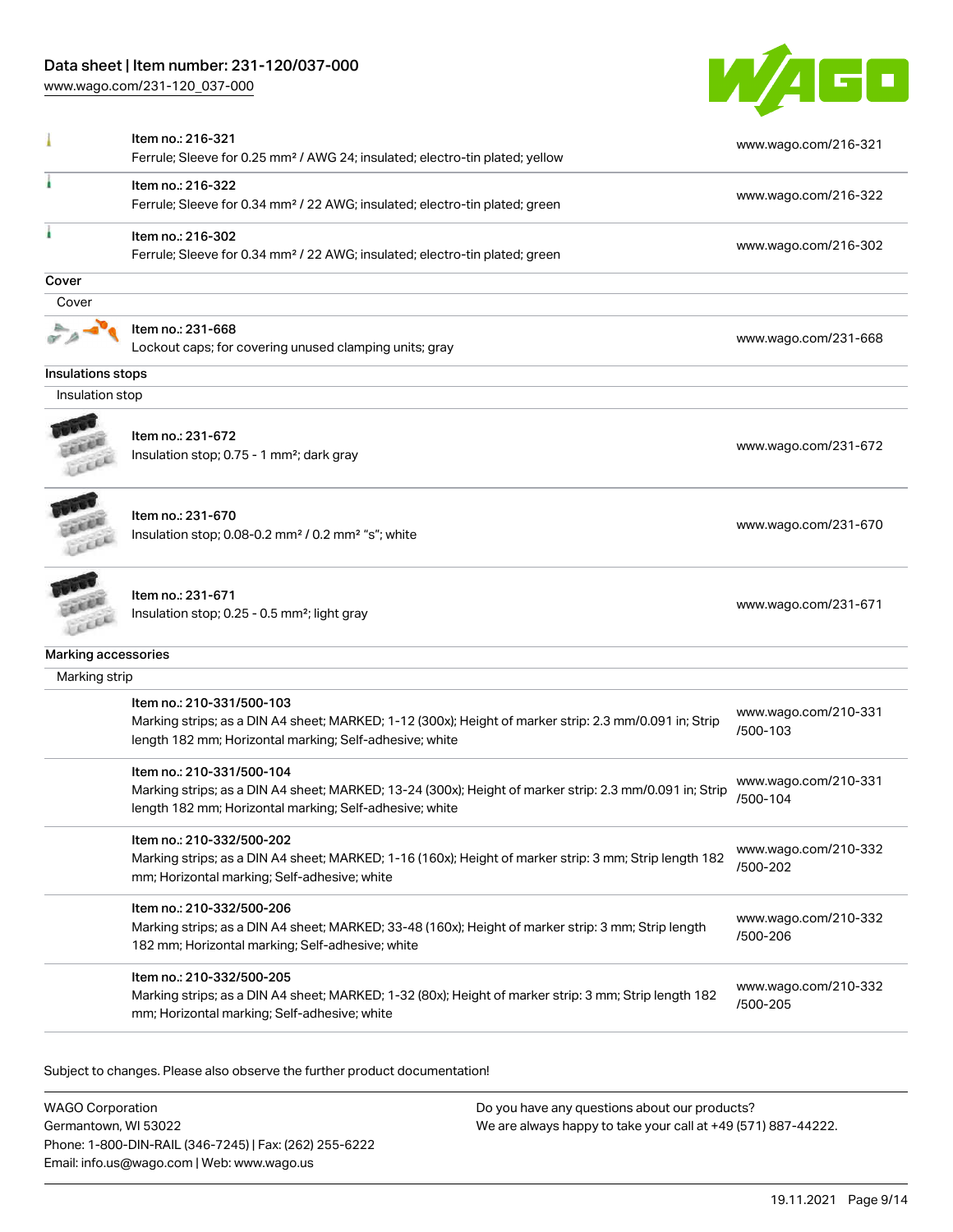| | | |
|---|---|---|
| | Item no.: 216-321<br>Ferrule; Sleeve for 0.25 mm² / AWG 24; insulated; electro-tin plated; yellow | www.wago.com/216-321 |
| | Item no.: 216-322<br>Ferrule; Sleeve for 0.34 mm² / 22 AWG; insulated; electro-tin plated; green | www.wago.com/216-322 |
| | Item no.: 216-302<br>Ferrule; Sleeve for 0.34 mm² / 22 AWG; insulated; electro-tin plated; green | www.wago.com/216-302 |

**Cover**

Cover

| | | |
|---|---|---|
| | Item no.: 231-668<br>Lockout caps; for covering unused clamping units; gray | www.wago.com/231-668 |

**Insulations stops**

Insulation stop

| | | |
|---|---|---|
| | Item no.: 231-672<br>Insulation stop; 0.75 - 1 mm²; dark gray | www.wago.com/231-672 |
| | Item no.: 231-670<br>Insulation stop; 0.08-0.2 mm² / 0.2 mm² "s"; white | www.wago.com/231-670 |
| | Item no.: 231-671<br>Insulation stop; 0.25 - 0.5 mm²; light gray | www.wago.com/231-671 |

**Marking accessories**

Marking strip

| | | |
|---|---|---|
| | Item no.: 210-331/500-103<br>Marking strips; as a DIN A4 sheet; MARKED; 1-12 (300x); Height of marker strip: 2.3 mm/0.091 in; Strip length 182 mm; Horizontal marking; Self-adhesive; white | www.wago.com/210-331/500-103 |
| | Item no.: 210-331/500-104<br>Marking strips; as a DIN A4 sheet; MARKED; 13-24 (300x); Height of marker strip: 2.3 mm/0.091 in; Strip length 182 mm; Horizontal marking; Self-adhesive; white | www.wago.com/210-331/500-104 |
| | Item no.: 210-332/500-202<br>Marking strips; as a DIN A4 sheet; MARKED; 1-16 (160x); Height of marker strip: 3 mm; Strip length 182 mm; Horizontal marking; Self-adhesive; white | www.wago.com/210-332/500-202 |
| | Item no.: 210-332/500-206<br>Marking strips; as a DIN A4 sheet; MARKED; 33-48 (160x); Height of marker strip: 3 mm; Strip length 182 mm; Horizontal marking; Self-adhesive; white | www.wago.com/210-332/500-206 |
| | Item no.: 210-332/500-205<br>Marking strips; as a DIN A4 sheet; MARKED; 1-32 (80x); Height of marker strip: 3 mm; Strip length 182 mm; Horizontal marking; Self-adhesive; white | www.wago.com/210-332/500-205 |

Subject to changes. Please also observe the further product documentation!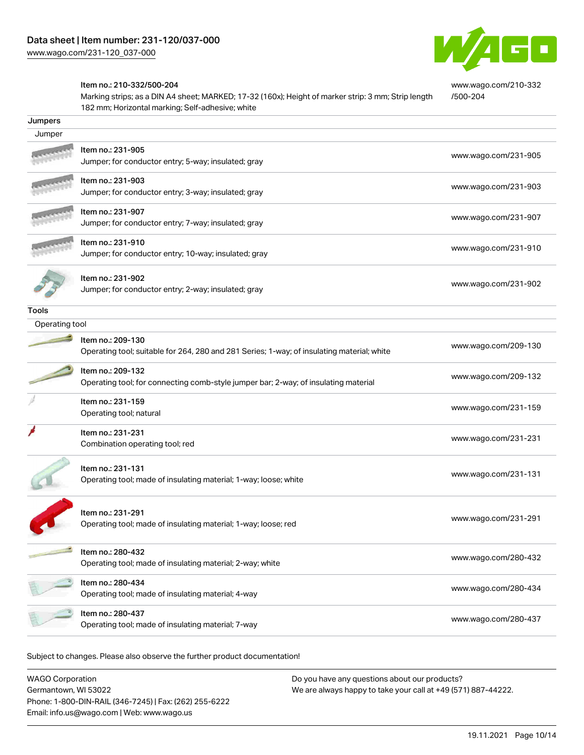| | | |
|---|---|---|
| | Item no.: 210-332/500-204<br>Marking strips; as a DIN A4 sheet; MARKED; 17-32 (160x); Height of marker strip: 3 mm; Strip length 182 mm; Horizontal marking; Self-adhesive; white | www.wago.com/210-332/500-204 |

## Jumpers

### Jumper

| | | |
|---|---|---|
| | Item no.: 231-905<br>Jumper; for conductor entry; 5-way; insulated; gray | www.wago.com/231-905 |
| | Item no.: 231-903<br>Jumper; for conductor entry; 3-way; insulated; gray | www.wago.com/231-903 |
| | Item no.: 231-907<br>Jumper; for conductor entry; 7-way; insulated; gray | www.wago.com/231-907 |
| | Item no.: 231-910<br>Jumper; for conductor entry; 10-way; insulated; gray | www.wago.com/231-910 |
| | Item no.: 231-902<br>Jumper; for conductor entry; 2-way; insulated; gray | www.wago.com/231-902 |

## Tools

### Operating tool

| | | |
|---|---|---|
| | Item no.: 209-130<br>Operating tool; suitable for 264, 280 and 281 Series; 1-way; of insulating material; white | www.wago.com/209-130 |
| | Item no.: 209-132<br>Operating tool; for connecting comb-style jumper bar; 2-way; of insulating material | www.wago.com/209-132 |
| | Item no.: 231-159<br>Operating tool; natural | www.wago.com/231-159 |
| | Item no.: 231-231<br>Combination operating tool; red | www.wago.com/231-231 |
| | Item no.: 231-131<br>Operating tool; made of insulating material; 1-way; loose; white | www.wago.com/231-131 |
| | Item no.: 231-291<br>Operating tool; made of insulating material; 1-way; loose; red | www.wago.com/231-291 |
| | Item no.: 280-432<br>Operating tool; made of insulating material; 2-way; white | www.wago.com/280-432 |
| | Item no.: 280-434<br>Operating tool; made of insulating material; 4-way | www.wago.com/280-434 |
| | Item no.: 280-437<br>Operating tool; made of insulating material; 7-way | www.wago.com/280-437 |

Subject to changes. Please also observe the further product documentation!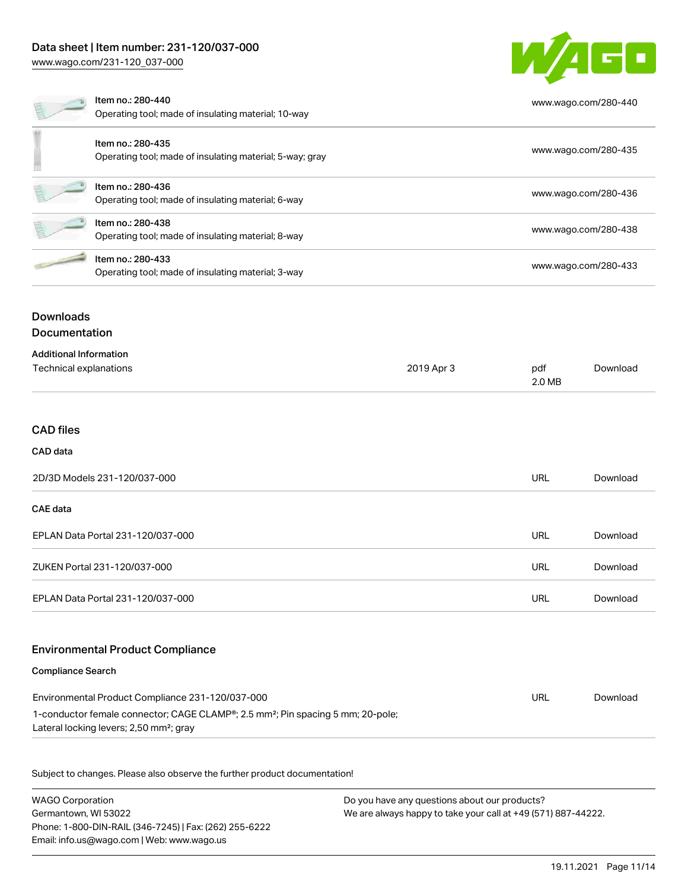| Item | URL |
| --- | --- |
| Item no.: 280-440<br>Operating tool; made of insulating material; 10-way | www.wago.com/280-440 |
| Item no.: 280-435<br>Operating tool; made of insulating material; 5-way; gray | www.wago.com/280-435 |
| Item no.: 280-436<br>Operating tool; made of insulating material; 6-way | www.wago.com/280-436 |
| Item no.: 280-438<br>Operating tool; made of insulating material; 8-way | www.wago.com/280-438 |
| Item no.: 280-433<br>Operating tool; made of insulating material; 3-way | www.wago.com/280-433 |

## Downloads

### Documentation

**Additional Information**

| | | | |
| --- | --- | --- | --- |
| Technical explanations | 2019 Apr 3 | pdf<br>2.0 MB | Download |

### CAD files

**CAD data**

| | | |
| --- | --- | --- |
| 2D/3D Models 231-120/037-000 | URL | Download |

**CAE data**

| | | |
| --- | --- | --- |
| EPLAN Data Portal 231-120/037-000 | URL | Download |
| ZUKEN Portal 231-120/037-000 | URL | Download |
| EPLAN Data Portal 231-120/037-000 | URL | Download |

### Environmental Product Compliance

**Compliance Search**

| | | |
| --- | --- | --- |
| Environmental Product Compliance 231-120/037-000<br>1-conductor female connector; CAGE CLAMP®; 2.5 mm²; Pin spacing 5 mm; 20-pole; Lateral locking levers; 2,50 mm²; gray | URL | Download |

Subject to changes. Please also observe the further product documentation!

WAGO Corporation
Germantown, WI 53022
Phone: 1-800-DIN-RAIL (346-7245) | Fax: (262) 255-6222
Email: info.us@wago.com | Web: www.wago.us

Do you have any questions about our products?
We are always happy to take your call at +49 (571) 887-44222.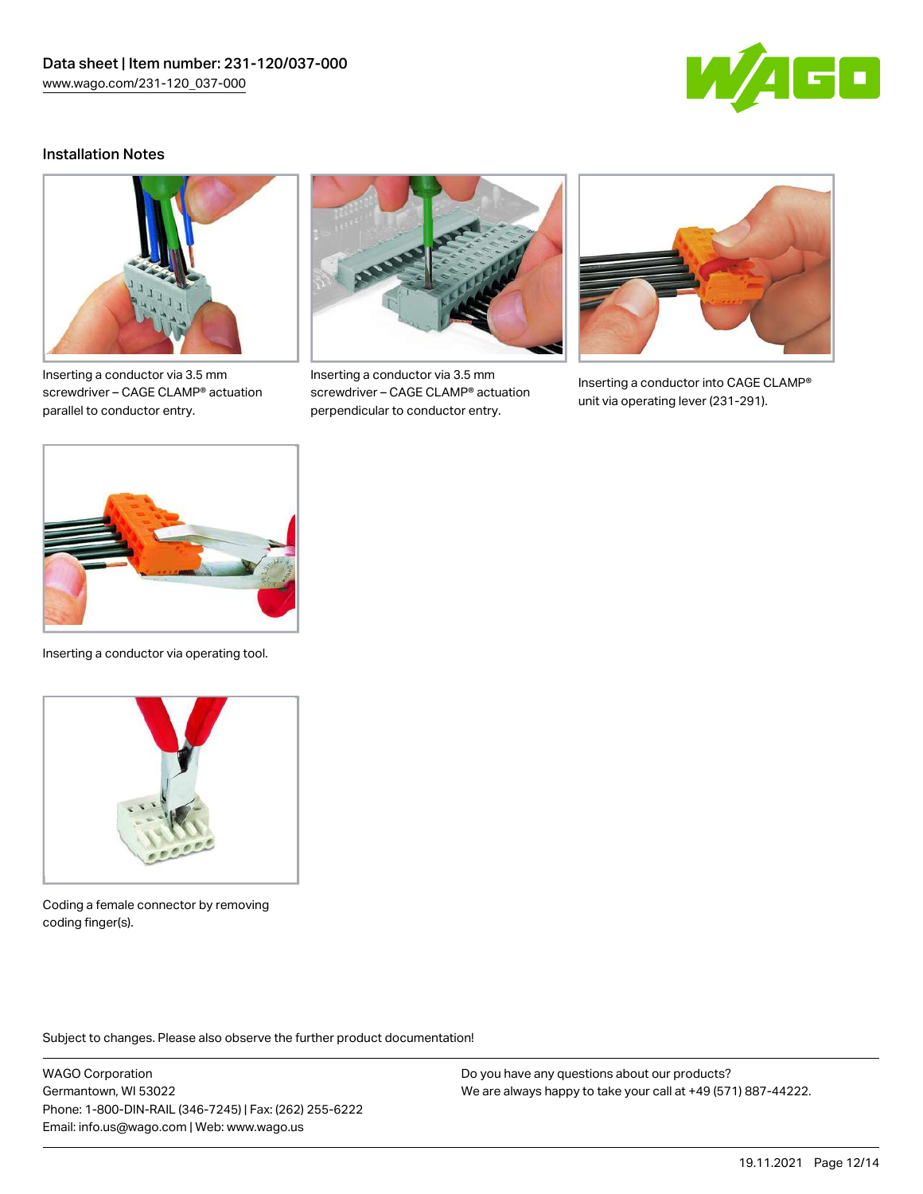## Installation Notes

Inserting a conductor via 3.5 mm screwdriver – CAGE CLAMP® actuation parallel to conductor entry.

Inserting a conductor via 3.5 mm screwdriver – CAGE CLAMP® actuation perpendicular to conductor entry.

Inserting a conductor into CAGE CLAMP® unit via operating lever (231-291).

Inserting a conductor via operating tool.

Coding a female connector by removing coding finger(s).

Subject to changes. Please also observe the further product documentation!

WAGO Corporation
Germantown, WI 53022
Phone: 1-800-DIN-RAIL (346-7245) | Fax: (262) 255-6222
Email: info.us@wago.com | Web: www.wago.us

Do you have any questions about our products?
We are always happy to take your call at +49 (571) 887-44222.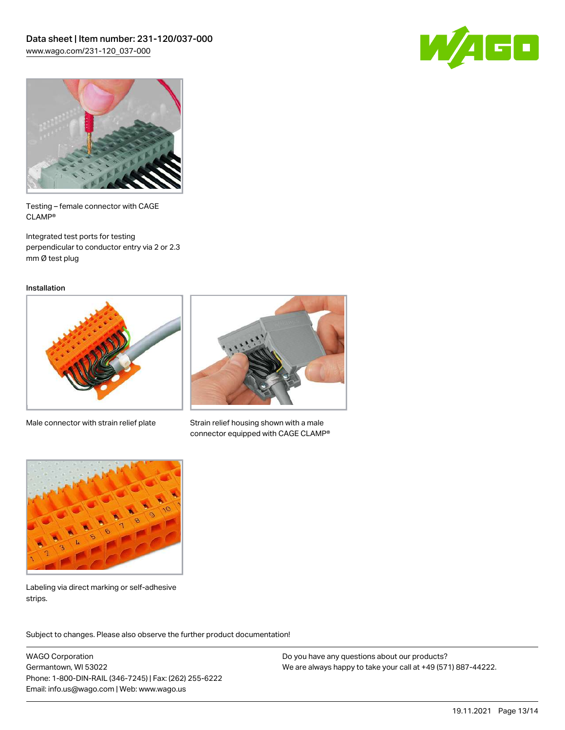Testing – female connector with CAGE CLAMP®

Integrated test ports for testing perpendicular to conductor entry via 2 or 2.3 mm Ø test plug

## Installation

Male connector with strain relief plate

Strain relief housing shown with a male connector equipped with CAGE CLAMP®

Labeling via direct marking or self-adhesive strips.

Subject to changes. Please also observe the further product documentation!

WAGO Corporation
Germantown, WI 53022
Phone: 1-800-DIN-RAIL (346-7245) | Fax: (262) 255-6222
Email: info.us@wago.com | Web: www.wago.us

Do you have any questions about our products?
We are always happy to take your call at +49 (571) 887-44222.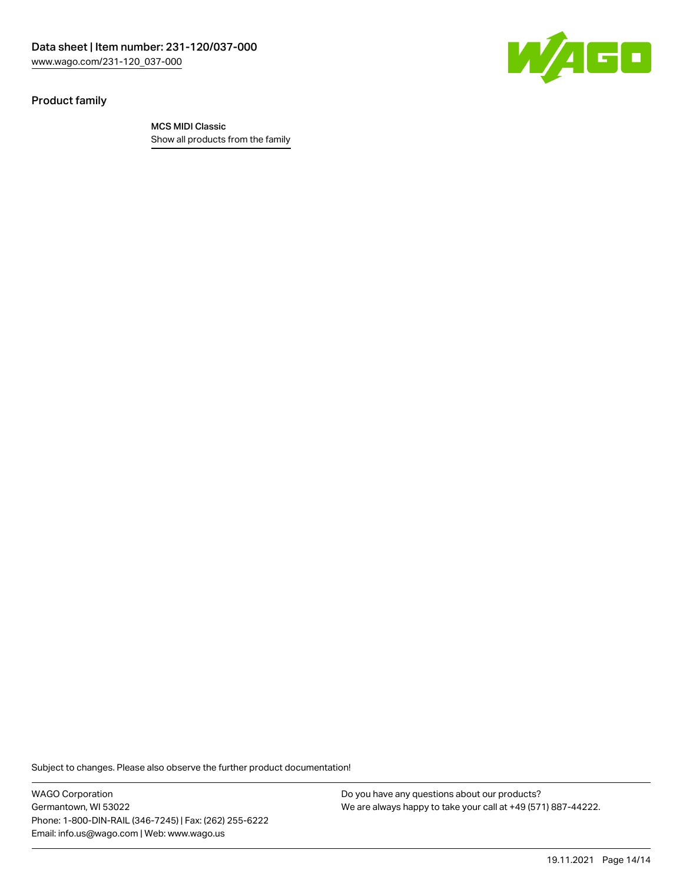## Product family

MCS MIDI Classic
Show all products from the family

Subject to changes. Please also observe the further product documentation!

WAGO Corporation
Germantown, WI 53022
Phone: 1-800-DIN-RAIL (346-7245) | Fax: (262) 255-6222
Email: info.us@wago.com | Web: www.wago.us

Do you have any questions about our products?
We are always happy to take your call at +49 (571) 887-44222.

19.11.2021